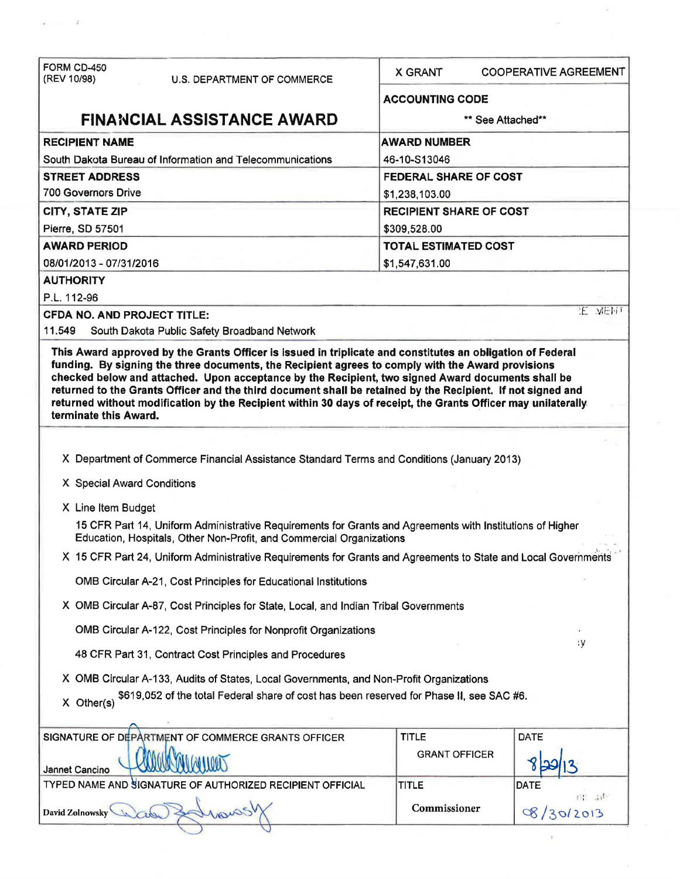| FORM CD-450 (REV 10/98) U.S. DEPARTMENT OF COMMERCE | X GRANT COOPERATIVE AGREEMENT |
|---|---|
| **FINANCIAL ASSISTANCE AWARD** | **ACCOUNTING CODE** ** See Attached** |
| **RECIPIENT NAME** South Dakota Bureau of Information and Telecommunications | **AWARD NUMBER** 46-10-S13046 |
| **STREET ADDRESS** 700 Governors Drive | **FEDERAL SHARE OF COST** $1,238,103.00 |
| **CITY, STATE ZIP** Pierre, SD 57501 | **RECIPIENT SHARE OF COST** $309,528.00 |
| **AWARD PERIOD** 08/01/2013 - 07/31/2016 | **TOTAL ESTIMATED COST** $1,547,631.00 |

**AUTHORITY**

P.L. 112-96

**CFDA NO. AND PROJECT TITLE:**

11.549 South Dakota Public Safety Broadband Network

**This Award approved by the Grants Officer is issued in triplicate and constitutes an obligation of Federal funding. By signing the three documents, the Recipient agrees to comply with the Award provisions checked below and attached. Upon acceptance by the Recipient, two signed Award documents shall be returned to the Grants Officer and the third document shall be retained by the Recipient. If not signed and returned without modification by the Recipient within 30 days of receipt, the Grants Officer may unilaterally terminate this Award.**

X Department of Commerce Financial Assistance Standard Terms and Conditions (January 2013)

X Special Award Conditions

X Line Item Budget

15 CFR Part 14, Uniform Administrative Requirements for Grants and Agreements with Institutions of Higher Education, Hospitals, Other Non-Profit, and Commercial Organizations

X 15 CFR Part 24, Uniform Administrative Requirements for Grants and Agreements to State and Local Governments

OMB Circular A-21, Cost Principles for Educational Institutions

X OMB Circular A-87, Cost Principles for State, Local, and Indian Tribal Governments

OMB Circular A-122, Cost Principles for Nonprofit Organizations

48 CFR Part 31, Contract Cost Principles and Procedures

X OMB Circular A-133, Audits of States, Local Governments, and Non-Profit Organizations

X Other(s) $619,052 of the total Federal share of cost has been reserved for Phase II, see SAC #6.

| SIGNATURE OF DEPARTMENT OF COMMERCE GRANTS OFFICER | TITLE | DATE |
|---|---|---|
| Jannet Cancino | GRANT OFFICER | 8/29/13 |
| **TYPED NAME AND SIGNATURE OF AUTHORIZED RECIPIENT OFFICIAL** | **TITLE** | **DATE** |
| David Zolnowsky | Commissioner | 08/30/2013 |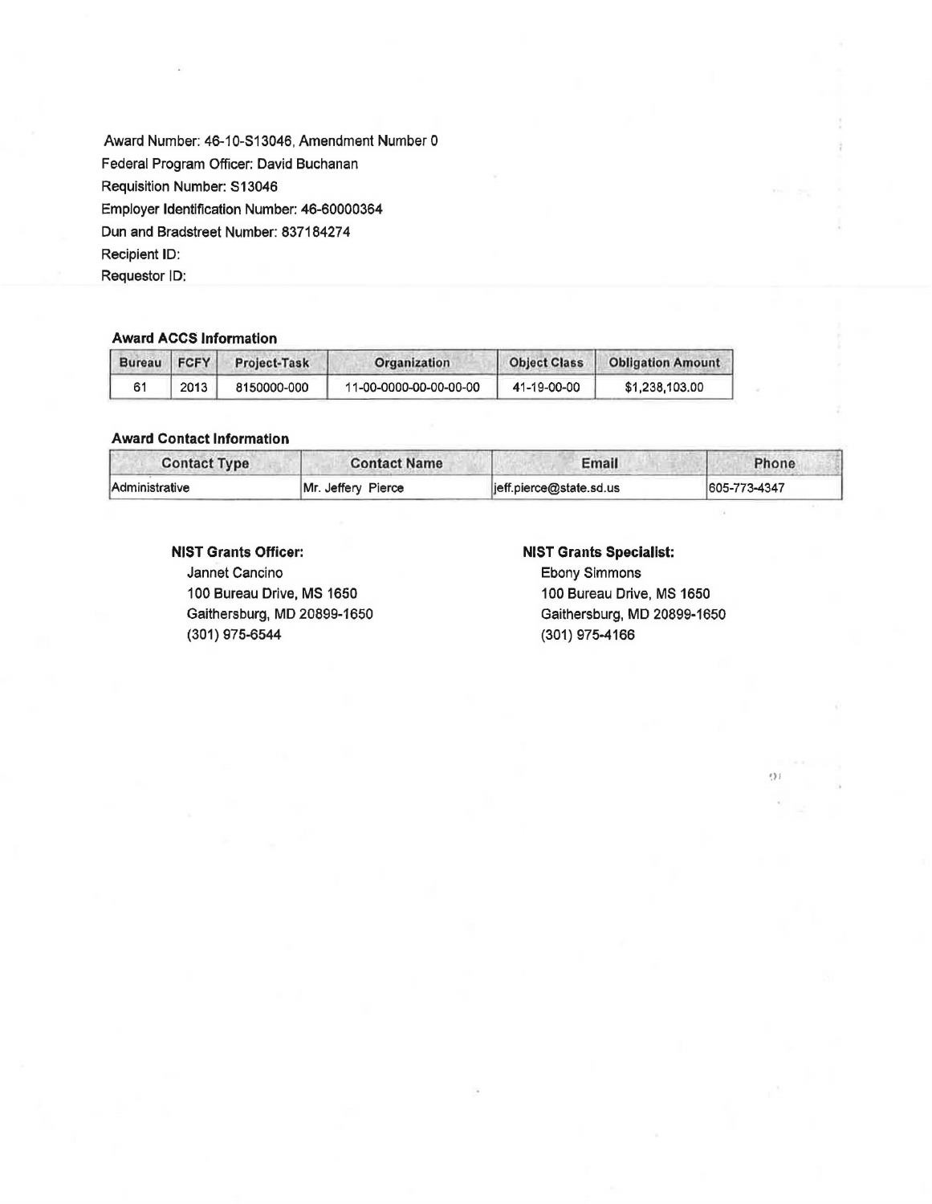Award Number: 46-10-S13046, Amendment Number 0
Federal Program Officer: David Buchanan
Requisition Number: S13046
Employer Identification Number: 46-60000364
Dun and Bradstreet Number: 837184274
Recipient ID:
Requestor ID:

**Award ACCS Information**

| Bureau | FCFY | Project-Task | Organization | Object Class | Obligation Amount |
|---|---|---|---|---|---|
| 61 | 2013 | 8150000-000 | 11-00-0000-00-00-00-00 | 41-19-00-00 | $1,238,103.00 |

**Award Contact Information**

| Contact Type | Contact Name | Email | Phone |
|---|---|---|---|
| Administrative | Mr. Jeffery Pierce | jeff.pierce@state.sd.us | 605-773-4347 |

**NIST Grants Officer:**
Jannet Cancino
100 Bureau Drive, MS 1650
Gaithersburg, MD 20899-1650
(301) 975-6544

**NIST Grants Specialist:**
Ebony Simmons
100 Bureau Drive, MS 1650
Gaithersburg, MD 20899-1650
(301) 975-4166